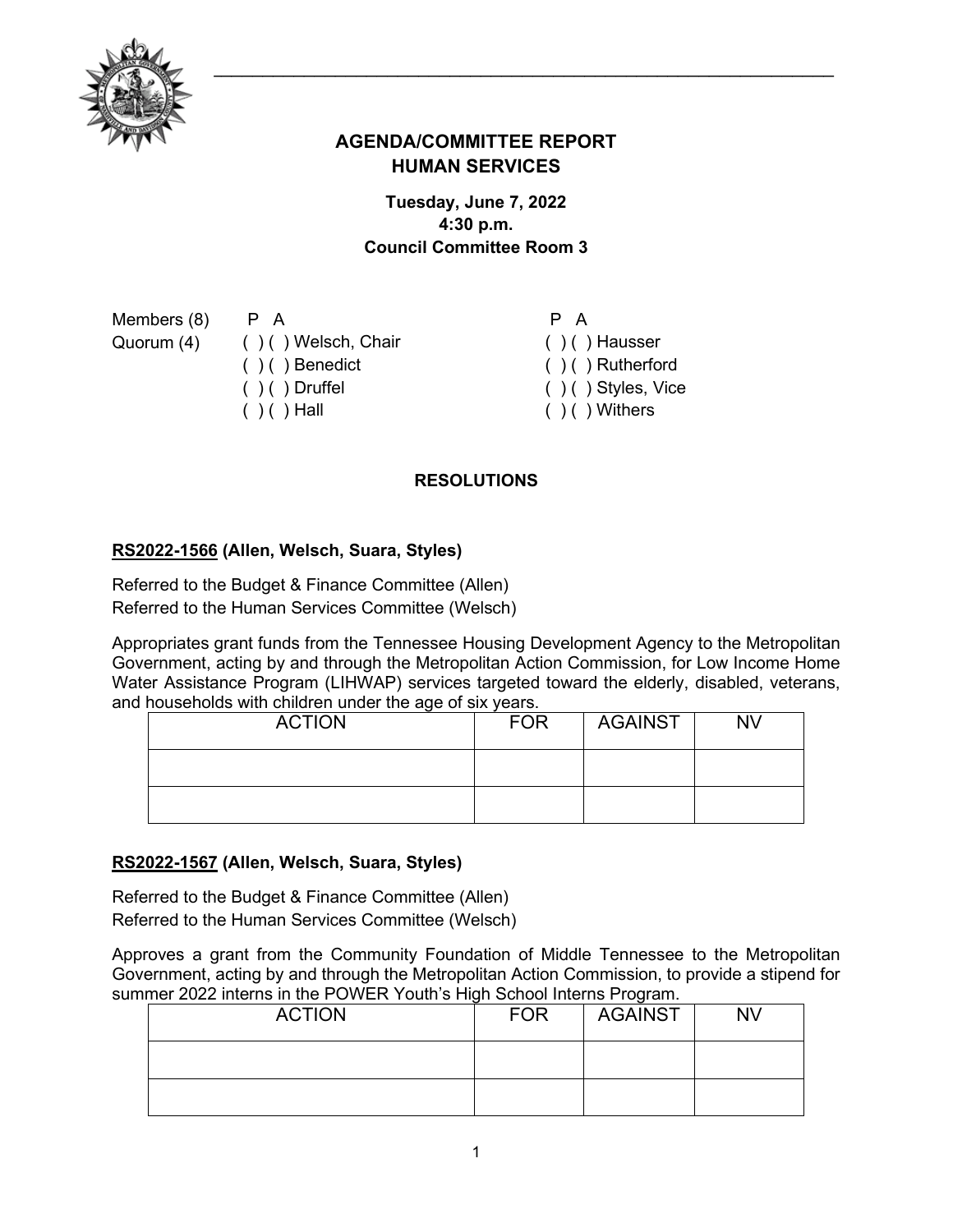# AGENDA/COMMITTEE REPORT
# HUMAN SERVICES

**Tuesday, June 7, 2022**
**4:30 p.m.**
**Council Committee Room 3**

| Members (8) | P | A | | P | A | |
|---|---|---|---|---|---|---|
| Quorum (4) | ( ) | ( ) | Welsch, Chair | ( ) | ( ) | Hausser |
| | ( ) | ( ) | Benedict | ( ) | ( ) | Rutherford |
| | ( ) | ( ) | Druffel | ( ) | ( ) | Styles, Vice |
| | ( ) | ( ) | Hall | ( ) | ( ) | Withers |

## RESOLUTIONS

### RS2022-1566 (Allen, Welsch, Suara, Styles)

Referred to the Budget & Finance Committee (Allen)
Referred to the Human Services Committee (Welsch)

Appropriates grant funds from the Tennessee Housing Development Agency to the Metropolitan Government, acting by and through the Metropolitan Action Commission, for Low Income Home Water Assistance Program (LIHWAP) services targeted toward the elderly, disabled, veterans, and households with children under the age of six years.

| ACTION | FOR | AGAINST | NV |
|---|---|---|---|
| | | | |
| | | | |

### RS2022-1567 (Allen, Welsch, Suara, Styles)

Referred to the Budget & Finance Committee (Allen)
Referred to the Human Services Committee (Welsch)

Approves a grant from the Community Foundation of Middle Tennessee to the Metropolitan Government, acting by and through the Metropolitan Action Commission, to provide a stipend for summer 2022 interns in the POWER Youth's High School Interns Program.

| ACTION | FOR | AGAINST | NV |
|---|---|---|---|
| | | | |
| | | | |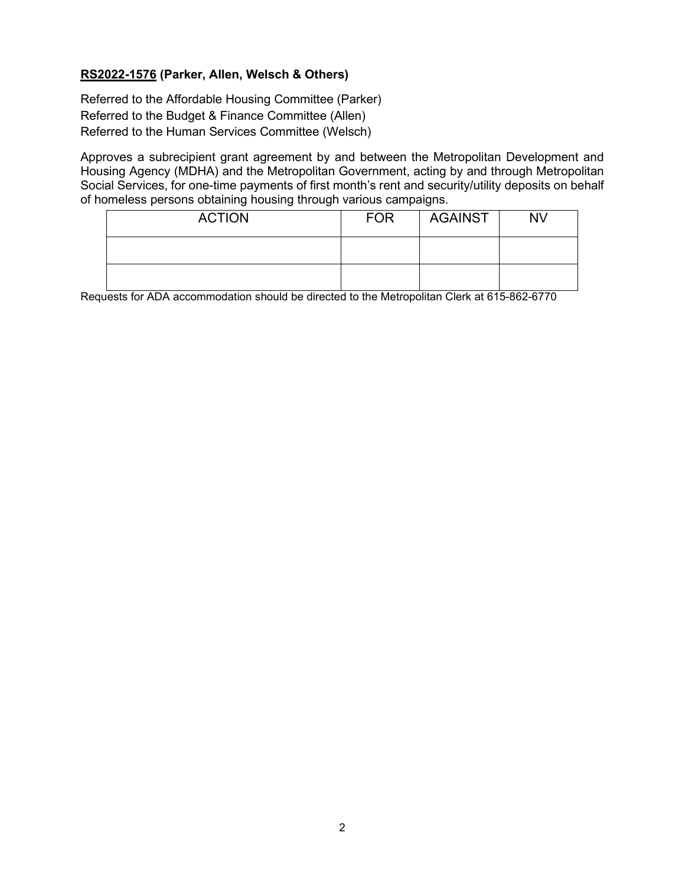**RS2022-1576 (Parker, Allen, Welsch & Others)**

Referred to the Affordable Housing Committee (Parker)
Referred to the Budget & Finance Committee (Allen)
Referred to the Human Services Committee (Welsch)

Approves a subrecipient grant agreement by and between the Metropolitan Development and Housing Agency (MDHA) and the Metropolitan Government, acting by and through Metropolitan Social Services, for one-time payments of first month's rent and security/utility deposits on behalf of homeless persons obtaining housing through various campaigns.

| ACTION | FOR | AGAINST | NV |
|---|---|---|---|
| | | | |
| | | | |

Requests for ADA accommodation should be directed to the Metropolitan Clerk at 615-862-6770